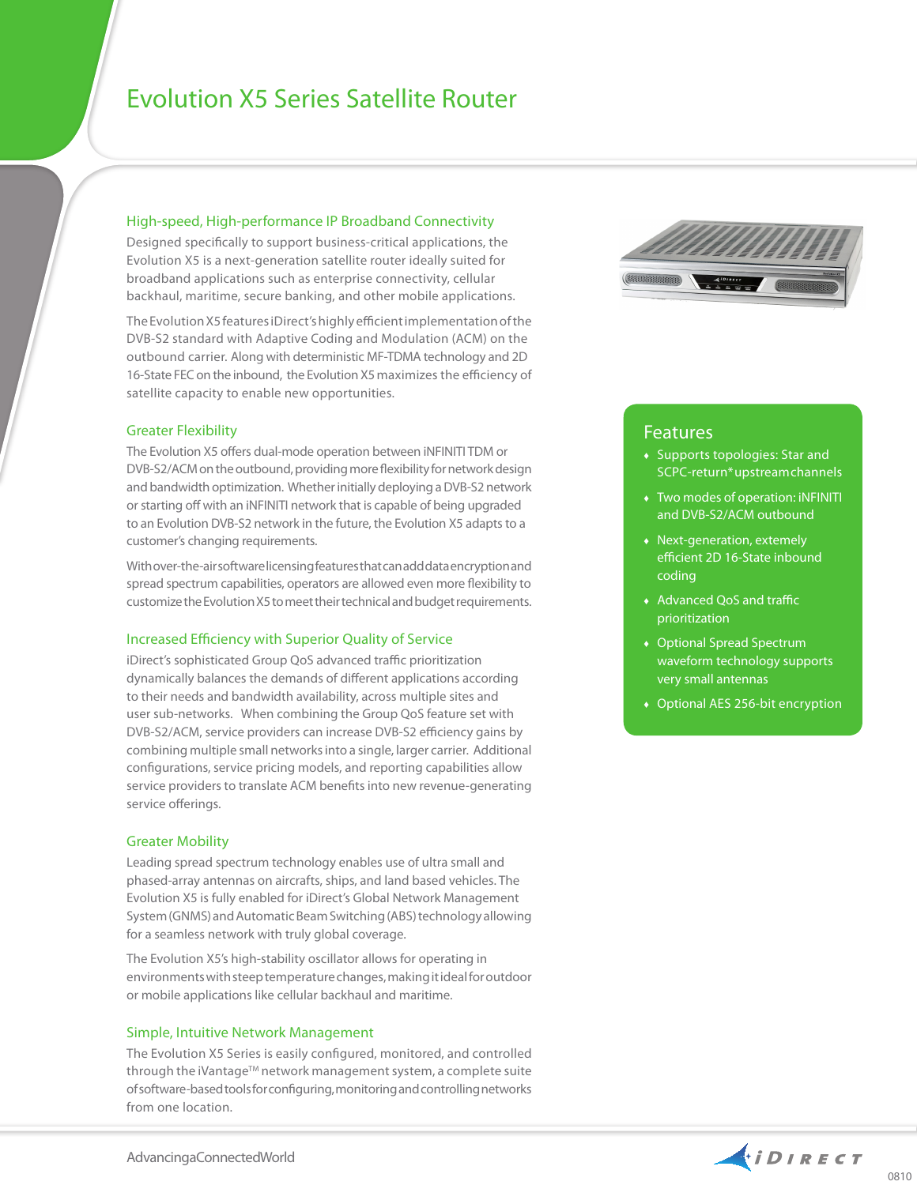# Evolution X5 Series Satellite Router

## High-speed, High-performance IP Broadband Connectivity

Designed specifically to support business-critical applications, the Evolution X5 is a next-generation satellite router ideally suited for broadband applications such as enterprise connectivity, cellular backhaul, maritime, secure banking, and other mobile applications.

The Evolution X5 features iDirect's highly efficient implementation of the DVB-S2 standard with Adaptive Coding and Modulation (ACM) on the outbound carrier. Along with deterministic MF-TDMA technology and 2D 16-State FEC on the inbound, the Evolution X5 maximizes the efficiency of satellite capacity to enable new opportunities.

## Greater Flexibility

The Evolution X5 offers dual-mode operation between iNFINITI TDM or DVB-S2/ACM on the outbound, providing more flexibility for network design and bandwidth optimization. Whether initially deploying a DVB-S2 network or starting off with an iNFINITI network that is capable of being upgraded to an Evolution DVB-S2 network in the future, the Evolution X5 adapts to a customer's changing requirements.

With over-the-air software licensing features that can add data encryption and spread spectrum capabilities, operators are allowed even more flexibility to customize the Evolution X5 to meet their technical and budget requirements.

## Increased Efficiency with Superior Quality of Service

iDirect's sophisticated Group QoS advanced traffic prioritization dynamically balances the demands of different applications according to their needs and bandwidth availability, across multiple sites and user sub-networks. When combining the Group QoS feature set with DVB-S2/ACM, service providers can increase DVB-S2 efficiency gains by combining multiple small networks into a single, larger carrier. Additional configurations, service pricing models, and reporting capabilities allow service providers to translate ACM benefits into new revenue-generating service offerings.

## Greater Mobility

Leading spread spectrum technology enables use of ultra small and phased-array antennas on aircrafts, ships, and land based vehicles. The Evolution X5 is fully enabled for iDirect's Global Network Management System (GNMS) and Automatic Beam Switching (ABS) technology allowing for a seamless network with truly global coverage.

The Evolution X5's high-stability oscillator allows for operating in environments with steep temperature changes, making it ideal for outdoor or mobile applications like cellular backhaul and maritime.

## Simple, Intuitive Network Management

The Evolution X5 Series is easily configured, monitored, and controlled through the iVantage™ network management system, a complete suite of software-based tools for configuring, monitoring and controlling networks from one location.

## Features

- Supports topologies: Star and SCPC-return* upstream channels
- Two modes of operation: iNFINITI and DVB-S2/ACM outbound
- Next-generation, extemely efficient 2D 16-State inbound coding
- Advanced QoS and traffic prioritization
- Optional Spread Spectrum waveform technology supports very small antennas
- Optional AES 256-bit encryption

Advancing a Connected World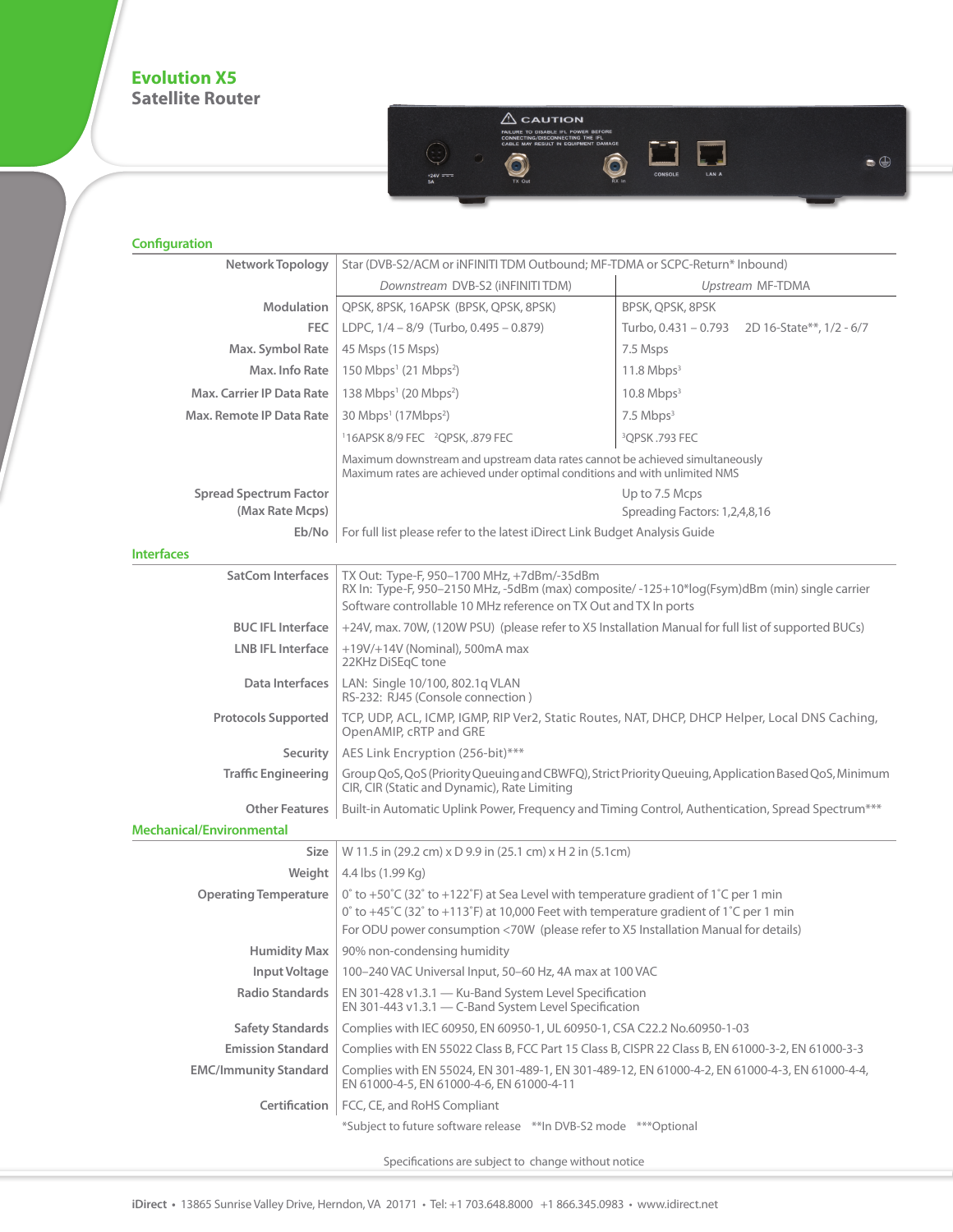# Evolution X5

## Satellite Router

### Configuration

| | | |
|---|---|---|
| Network Topology | Star (DVB-S2/ACM or iNFINITI TDM Outbound; MF-TDMA or SCPC-Return* Inbound) | |
| | *Downstream* DVB-S2 (iNFINITI TDM) | *Upstream* MF-TDMA |
| Modulation | QPSK, 8PSK, 16APSK (BPSK, QPSK, 8PSK) | BPSK, QPSK, 8PSK |
| FEC | LDPC, 1/4 – 8/9 (Turbo, 0.495 – 0.879) | Turbo, 0.431 – 0.793 2D 16-State**, 1/2 - 6/7 |
| Max. Symbol Rate | 45 Msps (15 Msps) | 7.5 Msps |
| Max. Info Rate | 150 Mbps[1] (21 Mbps[2]) | 11.8 Mbps[3] |
| Max. Carrier IP Data Rate | 138 Mbps[1] (20 Mbps[2]) | 10.8 Mbps[3] |
| Max. Remote IP Data Rate | 30 Mbps[1] (17Mbps[2]) | 7.5 Mbps[3] |
| | [1]16APSK 8/9 FEC [2]QPSK, .879 FEC | [3]QPSK .793 FEC |
| | Maximum downstream and upstream data rates cannot be achieved simultaneously<br>Maximum rates are achieved under optimal conditions and with unlimited NMS | |
| Spread Spectrum Factor (Max Rate Mcps) | | Up to 7.5 Mcps<br>Spreading Factors: 1,2,4,8,16 |
| Eb/No | For full list please refer to the latest iDirect Link Budget Analysis Guide | |

### Interfaces

| | |
|---|---|
| SatCom Interfaces | TX Out: Type-F, 950–1700 MHz, +7dBm/-35dBm<br>RX In: Type-F, 950–2150 MHz, -5dBm (max) composite/ -125+10*log(Fsym)dBm (min) single carrier<br>Software controllable 10 MHz reference on TX Out and TX In ports |
| BUC IFL Interface | +24V, max. 70W, (120W PSU) (please refer to X5 Installation Manual for full list of supported BUCs) |
| LNB IFL Interface | +19V/+14V (Nominal), 500mA max<br>22KHz DiSEqC tone |
| Data Interfaces | LAN: Single 10/100, 802.1q VLAN<br>RS-232: RJ45 (Console connection ) |
| Protocols Supported | TCP, UDP, ACL, ICMP, IGMP, RIP Ver2, Static Routes, NAT, DHCP, DHCP Helper, Local DNS Caching, OpenAMIP, cRTP and GRE |
| Security | AES Link Encryption (256-bit)*** |
| Traffic Engineering | Group QoS, QoS (Priority Queuing and CBWFQ), Strict Priority Queuing, Application Based QoS, Minimum CIR, CIR (Static and Dynamic), Rate Limiting |
| Other Features | Built-in Automatic Uplink Power, Frequency and Timing Control, Authentication, Spread Spectrum*** |

### Mechanical/Environmental

| | |
|---|---|
| Size | W 11.5 in (29.2 cm) x D 9.9 in (25.1 cm) x H 2 in (5.1cm) |
| Weight | 4.4 lbs (1.99 Kg) |
| Operating Temperature | 0˚ to +50˚C (32˚ to +122˚F) at Sea Level with temperature gradient of 1˚C per 1 min<br>0˚ to +45˚C (32˚ to +113˚F) at 10,000 Feet with temperature gradient of 1˚C per 1 min<br>For ODU power consumption <70W (please refer to X5 Installation Manual for details) |
| Humidity Max | 90% non-condensing humidity |
| Input Voltage | 100–240 VAC Universal Input, 50–60 Hz, 4A max at 100 VAC |
| Radio Standards | EN 301-428 v1.3.1 — Ku-Band System Level Specification<br>EN 301-443 v1.3.1 — C-Band System Level Specification |
| Safety Standards | Complies with IEC 60950, EN 60950-1, UL 60950-1, CSA C22.2 No.60950-1-03 |
| Emission Standard | Complies with EN 55022 Class B, FCC Part 15 Class B, CISPR 22 Class B, EN 61000-3-2, EN 61000-3-3 |
| EMC/Immunity Standard | Complies with EN 55024, EN 301-489-1, EN 301-489-12, EN 61000-4-2, EN 61000-4-3, EN 61000-4-4, EN 61000-4-5, EN 61000-4-6, EN 61000-4-11 |
| Certification | FCC, CE, and RoHS Compliant |
| | *Subject to future software release **In DVB-S2 mode ***Optional |

Specifications are subject to change without notice

**iDirect** • 13865 Sunrise Valley Drive, Herndon, VA 20171 • Tel: +1 703.648.8000 +1 866.345.0983 • www.idirect.net